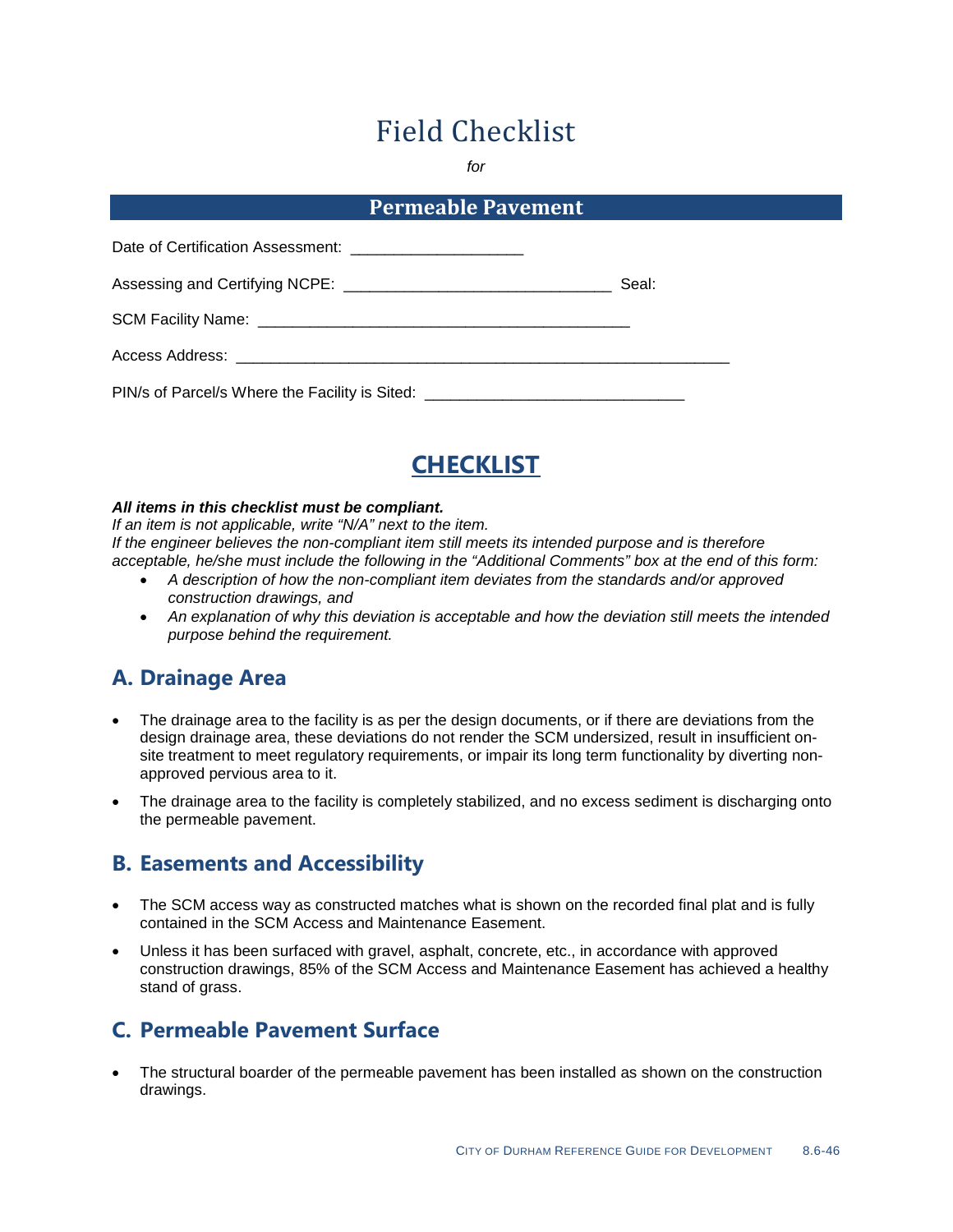# Field Checklist

*for*

## Permeable Pavement

Date of Certification Assessment: ____________________

Assessing and Certifying NCPE: _______________________________ Seal:

SCM Facility Name: ___________________________________________

Access Address: __________________________________________________________

PIN/s of Parcel/s Where the Facility is Sited: _____________________________

## CHECKLIST

***All items in this checklist must be compliant.***
*If an item is not applicable, write "N/A" next to the item.*
*If the engineer believes the non-compliant item still meets its intended purpose and is therefore acceptable, he/she must include the following in the "Additional Comments" box at the end of this form:*

- *A description of how the non-compliant item deviates from the standards and/or approved construction drawings, and*
- *An explanation of why this deviation is acceptable and how the deviation still meets the intended purpose behind the requirement.*

### A. Drainage Area

- The drainage area to the facility is as per the design documents, or if there are deviations from the design drainage area, these deviations do not render the SCM undersized, result in insufficient on-site treatment to meet regulatory requirements, or impair its long term functionality by diverting non-approved pervious area to it.
- The drainage area to the facility is completely stabilized, and no excess sediment is discharging onto the permeable pavement.

### B. Easements and Accessibility

- The SCM access way as constructed matches what is shown on the recorded final plat and is fully contained in the SCM Access and Maintenance Easement.
- Unless it has been surfaced with gravel, asphalt, concrete, etc., in accordance with approved construction drawings, 85% of the SCM Access and Maintenance Easement has achieved a healthy stand of grass.

### C. Permeable Pavement Surface

- The structural boarder of the permeable pavement has been installed as shown on the construction drawings.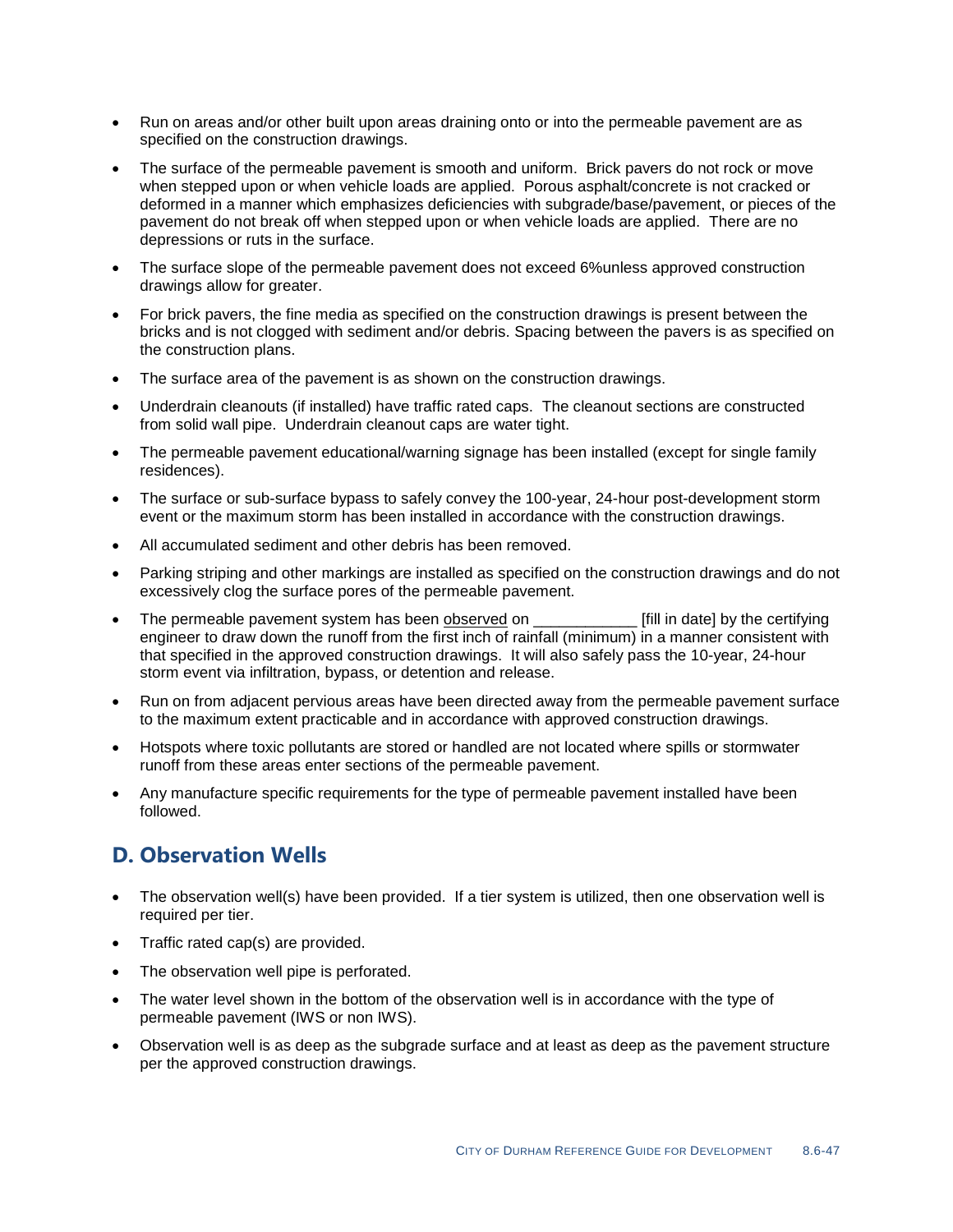- Run on areas and/or other built upon areas draining onto or into the permeable pavement are as specified on the construction drawings.
- The surface of the permeable pavement is smooth and uniform. Brick pavers do not rock or move when stepped upon or when vehicle loads are applied. Porous asphalt/concrete is not cracked or deformed in a manner which emphasizes deficiencies with subgrade/base/pavement, or pieces of the pavement do not break off when stepped upon or when vehicle loads are applied. There are no depressions or ruts in the surface.
- The surface slope of the permeable pavement does not exceed 6%unless approved construction drawings allow for greater.
- For brick pavers, the fine media as specified on the construction drawings is present between the bricks and is not clogged with sediment and/or debris. Spacing between the pavers is as specified on the construction plans.
- The surface area of the pavement is as shown on the construction drawings.
- Underdrain cleanouts (if installed) have traffic rated caps. The cleanout sections are constructed from solid wall pipe. Underdrain cleanout caps are water tight.
- The permeable pavement educational/warning signage has been installed (except for single family residences).
- The surface or sub-surface bypass to safely convey the 100-year, 24-hour post-development storm event or the maximum storm has been installed in accordance with the construction drawings.
- All accumulated sediment and other debris has been removed.
- Parking striping and other markings are installed as specified on the construction drawings and do not excessively clog the surface pores of the permeable pavement.
- The permeable pavement system has been <u>observed</u> on ____________ [fill in date] by the certifying engineer to draw down the runoff from the first inch of rainfall (minimum) in a manner consistent with that specified in the approved construction drawings. It will also safely pass the 10-year, 24-hour storm event via infiltration, bypass, or detention and release.
- Run on from adjacent pervious areas have been directed away from the permeable pavement surface to the maximum extent practicable and in accordance with approved construction drawings.
- Hotspots where toxic pollutants are stored or handled are not located where spills or stormwater runoff from these areas enter sections of the permeable pavement.
- Any manufacture specific requirements for the type of permeable pavement installed have been followed.

## D. Observation Wells

- The observation well(s) have been provided. If a tier system is utilized, then one observation well is required per tier.
- Traffic rated cap(s) are provided.
- The observation well pipe is perforated.
- The water level shown in the bottom of the observation well is in accordance with the type of permeable pavement (IWS or non IWS).
- Observation well is as deep as the subgrade surface and at least as deep as the pavement structure per the approved construction drawings.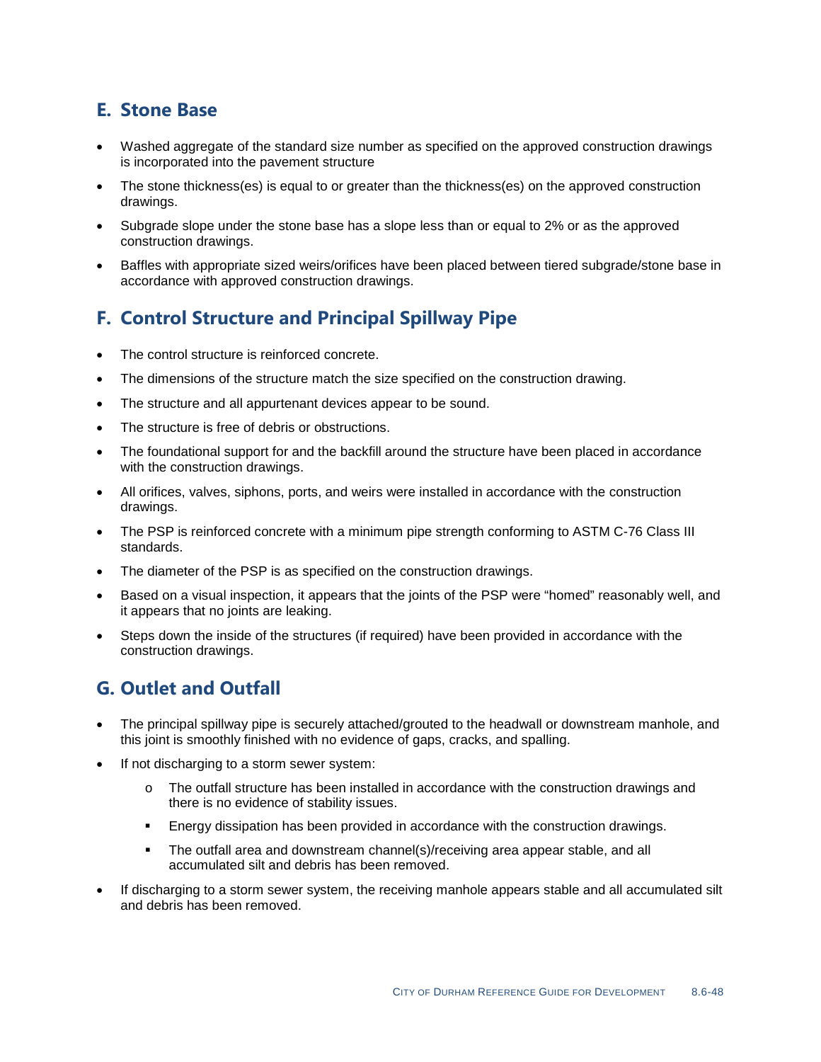## E. Stone Base

- Washed aggregate of the standard size number as specified on the approved construction drawings is incorporated into the pavement structure
- The stone thickness(es) is equal to or greater than the thickness(es) on the approved construction drawings.
- Subgrade slope under the stone base has a slope less than or equal to 2% or as the approved construction drawings.
- Baffles with appropriate sized weirs/orifices have been placed between tiered subgrade/stone base in accordance with approved construction drawings.

## F. Control Structure and Principal Spillway Pipe

- The control structure is reinforced concrete.
- The dimensions of the structure match the size specified on the construction drawing.
- The structure and all appurtenant devices appear to be sound.
- The structure is free of debris or obstructions.
- The foundational support for and the backfill around the structure have been placed in accordance with the construction drawings.
- All orifices, valves, siphons, ports, and weirs were installed in accordance with the construction drawings.
- The PSP is reinforced concrete with a minimum pipe strength conforming to ASTM C-76 Class III standards.
- The diameter of the PSP is as specified on the construction drawings.
- Based on a visual inspection, it appears that the joints of the PSP were "homed" reasonably well, and it appears that no joints are leaking.
- Steps down the inside of the structures (if required) have been provided in accordance with the construction drawings.

## G. Outlet and Outfall

- The principal spillway pipe is securely attached/grouted to the headwall or downstream manhole, and this joint is smoothly finished with no evidence of gaps, cracks, and spalling.
- If not discharging to a storm sewer system:
  - The outfall structure has been installed in accordance with the construction drawings and there is no evidence of stability issues.
    - Energy dissipation has been provided in accordance with the construction drawings.
    - The outfall area and downstream channel(s)/receiving area appear stable, and all accumulated silt and debris has been removed.
- If discharging to a storm sewer system, the receiving manhole appears stable and all accumulated silt and debris has been removed.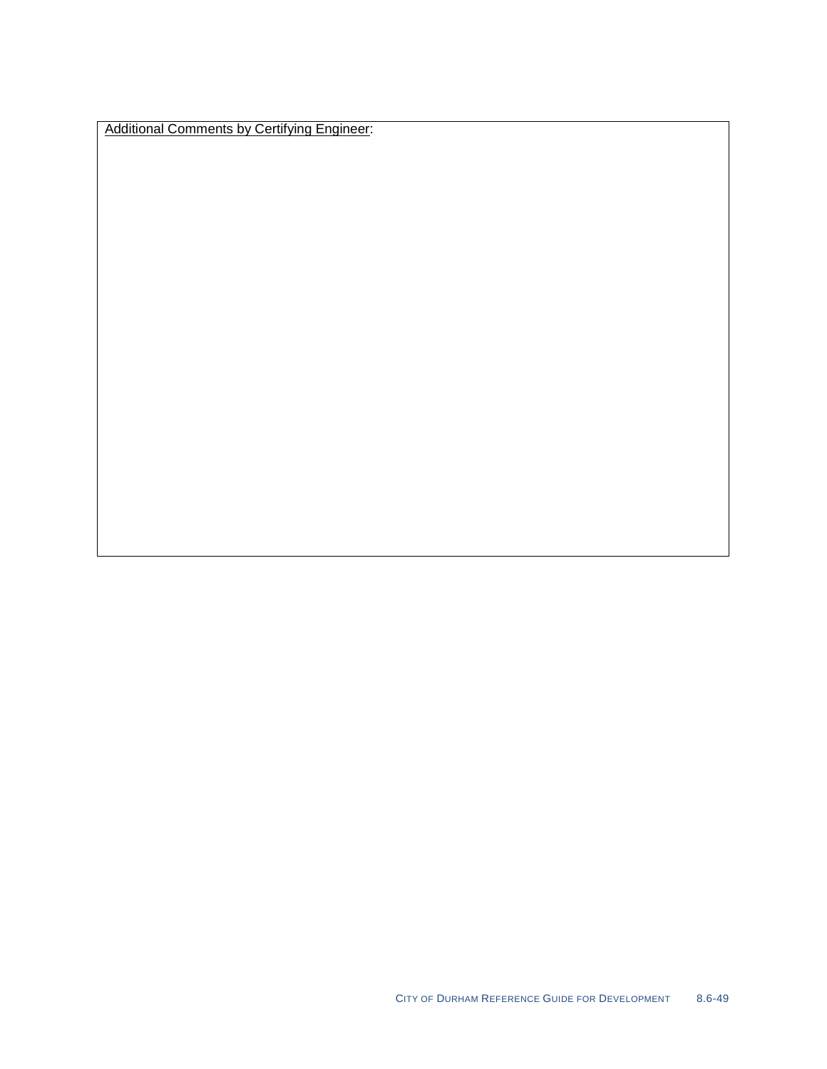Additional Comments by Certifying Engineer: